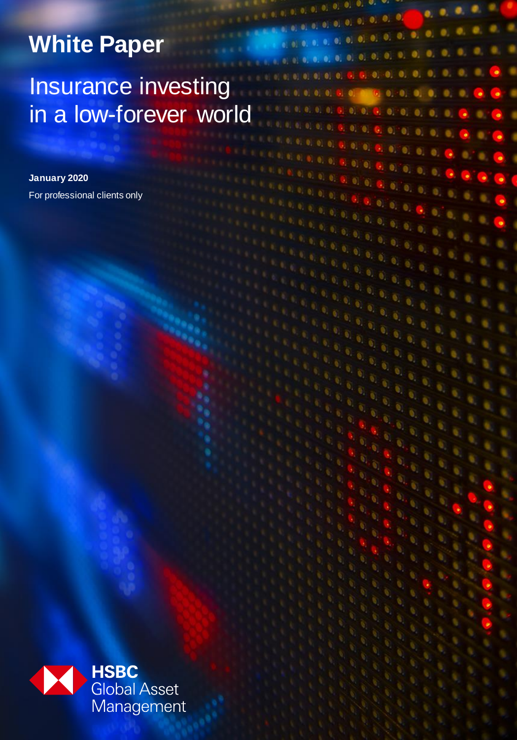**White Paper**

# Insurance investing in a low-forever world

**January 2020**

For professional clients only

HSBC Global Asset Management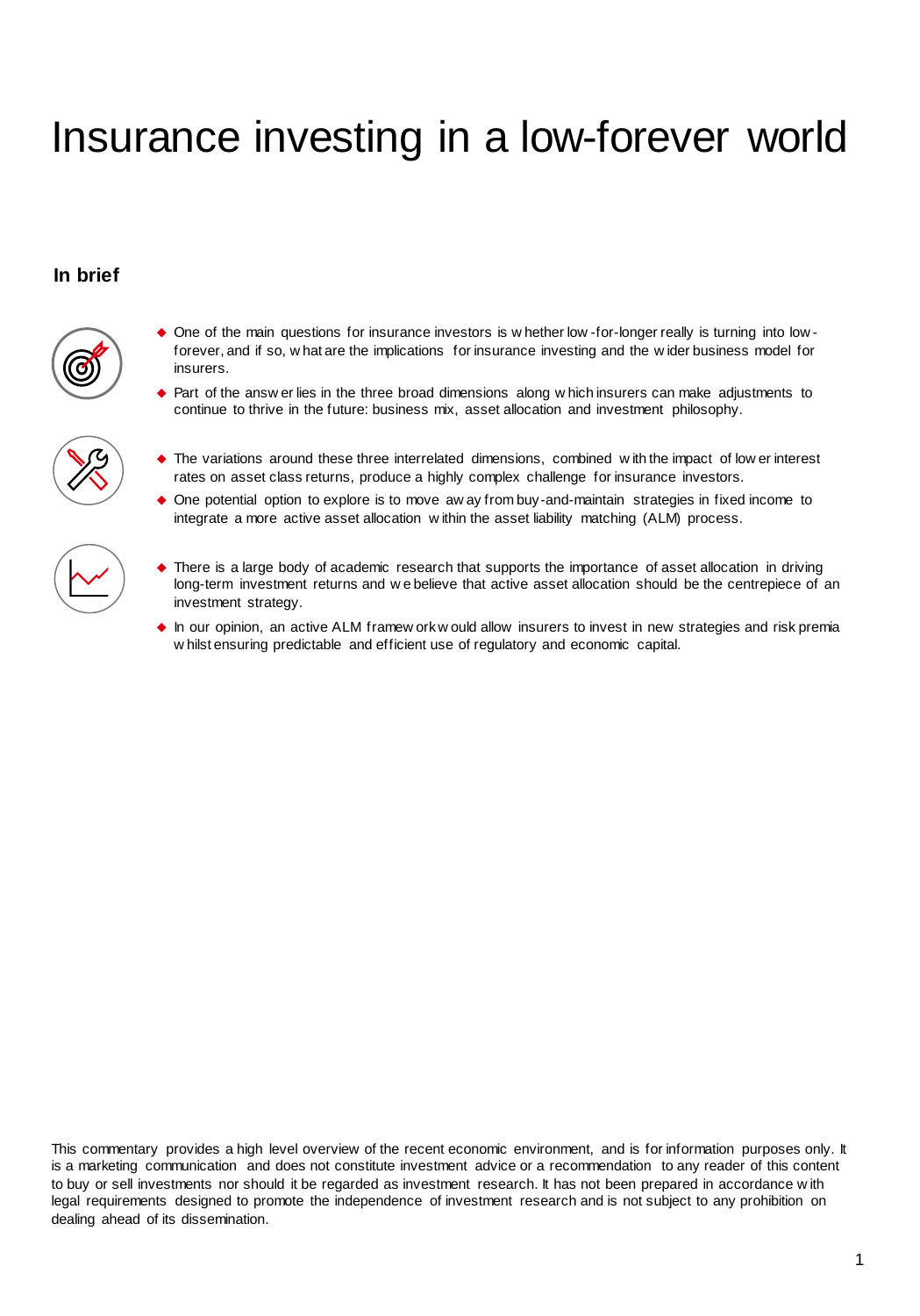# Insurance investing in a low-forever world

## In brief

- One of the main questions for insurance investors is whether low-for-longer really is turning into low-forever, and if so, what are the implications for insurance investing and the wider business model for insurers.
- Part of the answer lies in the three broad dimensions along which insurers can make adjustments to continue to thrive in the future: business mix, asset allocation and investment philosophy.
- The variations around these three interrelated dimensions, combined with the impact of lower interest rates on asset class returns, produce a highly complex challenge for insurance investors.
- One potential option to explore is to move away from buy-and-maintain strategies in fixed income to integrate a more active asset allocation within the asset liability matching (ALM) process.
- There is a large body of academic research that supports the importance of asset allocation in driving long-term investment returns and we believe that active asset allocation should be the centrepiece of an investment strategy.
- In our opinion, an active ALM framework would allow insurers to invest in new strategies and risk premia whilst ensuring predictable and efficient use of regulatory and economic capital.

This commentary provides a high level overview of the recent economic environment, and is for information purposes only. It is a marketing communication and does not constitute investment advice or a recommendation to any reader of this content to buy or sell investments nor should it be regarded as investment research. It has not been prepared in accordance with legal requirements designed to promote the independence of investment research and is not subject to any prohibition on dealing ahead of its dissemination.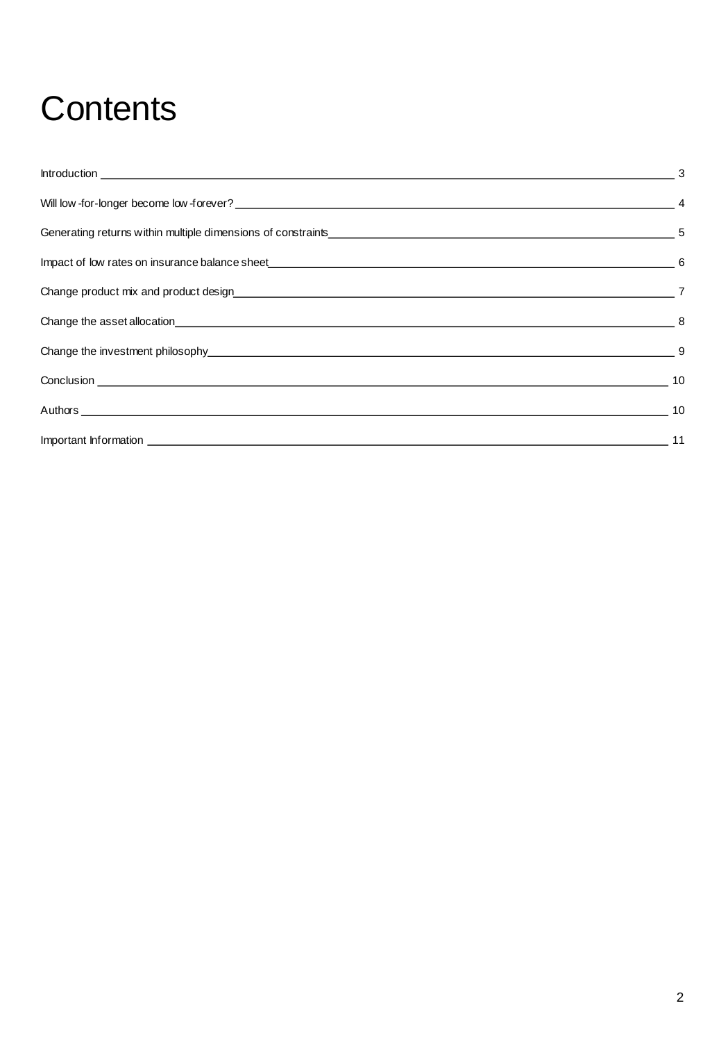# Contents

| | |
|---|---|
| Introduction | 3 |
| Will low-for-longer become low-forever? | 4 |
| Generating returns within multiple dimensions of constraints | 5 |
| Impact of low rates on insurance balance sheet | 6 |
| Change product mix and product design | 7 |
| Change the asset allocation | 8 |
| Change the investment philosophy | 9 |
| Conclusion | 10 |
| Authors | 10 |
| Important Information | 11 |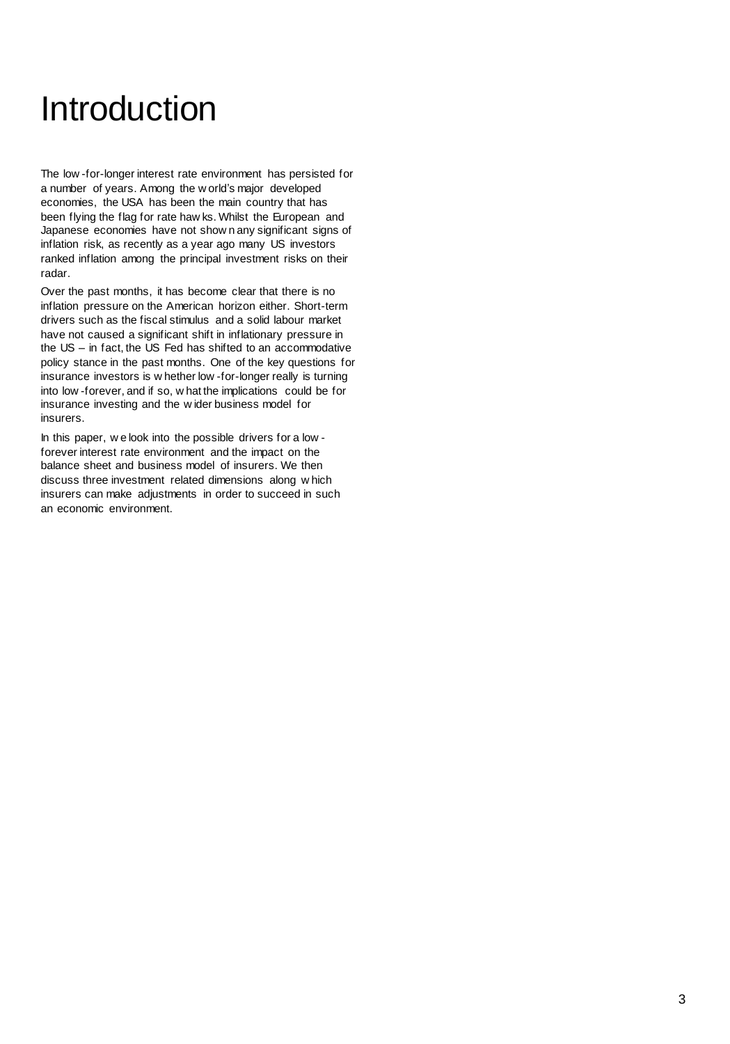# Introduction

The low-for-longer interest rate environment has persisted for a number of years. Among the world's major developed economies, the USA has been the main country that has been flying the flag for rate hawks. Whilst the European and Japanese economies have not shown any significant signs of inflation risk, as recently as a year ago many US investors ranked inflation among the principal investment risks on their radar.

Over the past months, it has become clear that there is no inflation pressure on the American horizon either. Short-term drivers such as the fiscal stimulus and a solid labour market have not caused a significant shift in inflationary pressure in the US – in fact, the US Fed has shifted to an accommodative policy stance in the past months. One of the key questions for insurance investors is whether low-for-longer really is turning into low-forever, and if so, what the implications could be for insurance investing and the wider business model for insurers.

In this paper, we look into the possible drivers for a low-forever interest rate environment and the impact on the balance sheet and business model of insurers. We then discuss three investment related dimensions along which insurers can make adjustments in order to succeed in such an economic environment.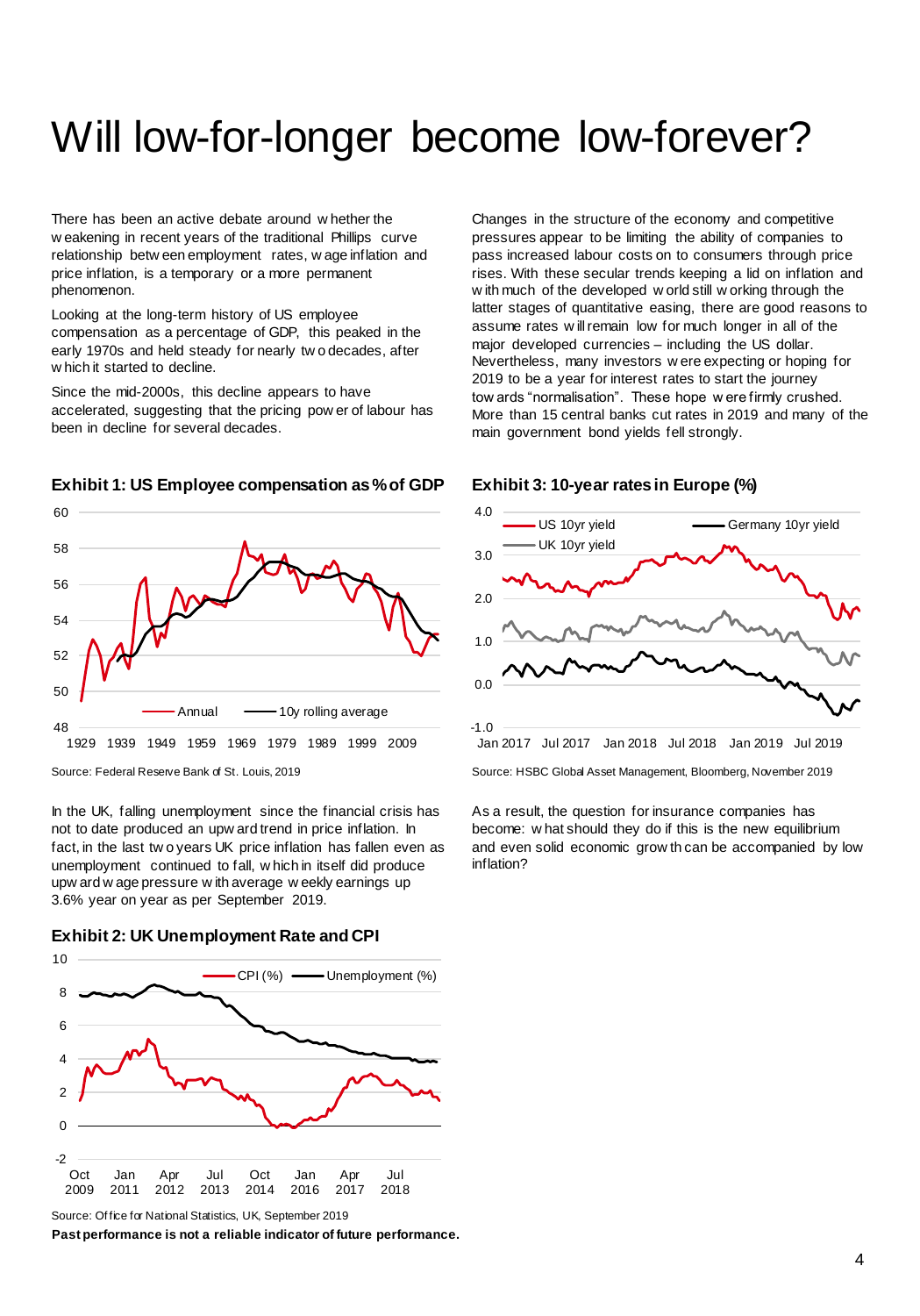# Will low-for-longer become low-forever?

There has been an active debate around whether the weakening in recent years of the traditional Phillips curve relationship between employment rates, wage inflation and price inflation, is a temporary or a more permanent phenomenon.

Looking at the long-term history of US employee compensation as a percentage of GDP, this peaked in the early 1970s and held steady for nearly two decades, after which it started to decline.

Since the mid-2000s, this decline appears to have accelerated, suggesting that the pricing power of labour has been in decline for several decades.

**Exhibit 1: US Employee compensation as % of GDP**

Source: Federal Reserve Bank of St. Louis, 2019

In the UK, falling unemployment since the financial crisis has not to date produced an upward trend in price inflation. In fact, in the last two years UK price inflation has fallen even as unemployment continued to fall, which in itself did produce upward wage pressure with average weekly earnings up 3.6% year on year as per September 2019.

**Exhibit 2: UK Unemployment Rate and CPI**

Source: Office for National Statistics, UK, September 2019

**Past performance is not a reliable indicator of future performance.**

Changes in the structure of the economy and competitive pressures appear to be limiting the ability of companies to pass increased labour costs on to consumers through price rises. With these secular trends keeping a lid on inflation and with much of the developed world still working through the latter stages of quantitative easing, there are good reasons to assume rates will remain low for much longer in all of the major developed currencies – including the US dollar. Nevertheless, many investors were expecting or hoping for 2019 to be a year for interest rates to start the journey towards "normalisation". These hope were firmly crushed. More than 15 central banks cut rates in 2019 and many of the main government bond yields fell strongly.

**Exhibit 3: 10-year rates in Europe (%)**

Source: HSBC Global Asset Management, Bloomberg, November 2019

As a result, the question for insurance companies has become: what should they do if this is the new equilibrium and even solid economic growth can be accompanied by low inflation?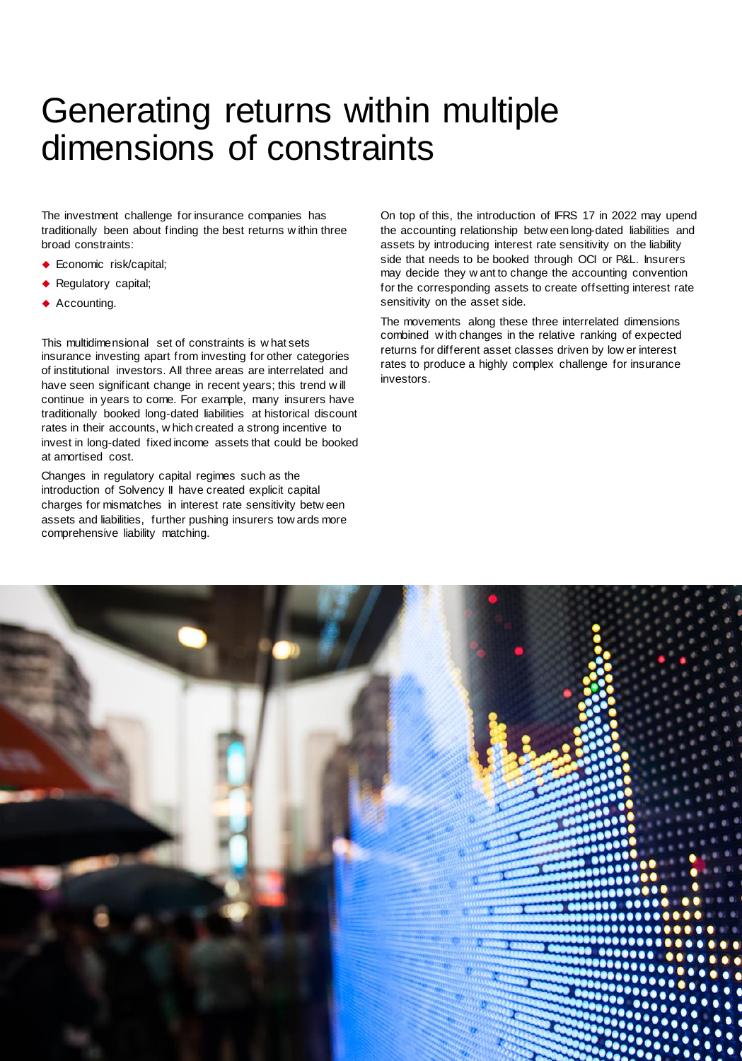# Generating returns within multiple dimensions of constraints

The investment challenge for insurance companies has traditionally been about finding the best returns within three broad constraints:

- Economic risk/capital;
- Regulatory capital;
- Accounting.

This multidimensional set of constraints is what sets insurance investing apart from investing for other categories of institutional investors. All three areas are interrelated and have seen significant change in recent years; this trend will continue in years to come. For example, many insurers have traditionally booked long-dated liabilities at historical discount rates in their accounts, which created a strong incentive to invest in long-dated fixed income assets that could be booked at amortised cost.

Changes in regulatory capital regimes such as the introduction of Solvency II have created explicit capital charges for mismatches in interest rate sensitivity between assets and liabilities, further pushing insurers towards more comprehensive liability matching.

On top of this, the introduction of IFRS 17 in 2022 may upend the accounting relationship between long-dated liabilities and assets by introducing interest rate sensitivity on the liability side that needs to be booked through OCI or P&L. Insurers may decide they want to change the accounting convention for the corresponding assets to create offsetting interest rate sensitivity on the asset side.

The movements along these three interrelated dimensions combined with changes in the relative ranking of expected returns for different asset classes driven by lower interest rates to produce a highly complex challenge for insurance investors.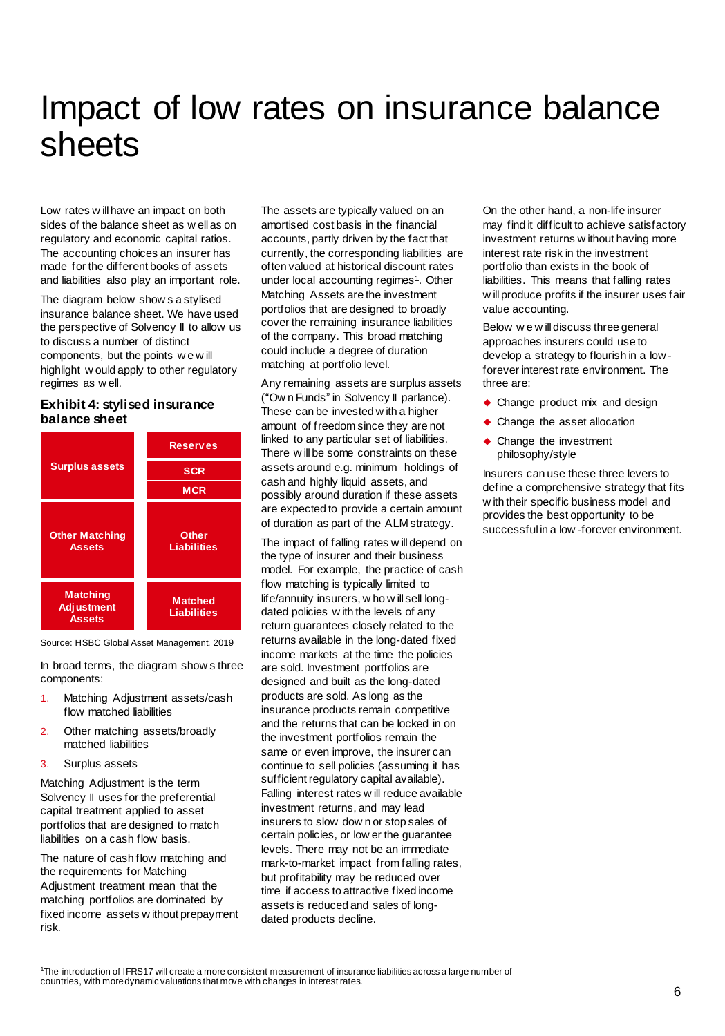# Impact of low rates on insurance balance sheets

Low rates will have an impact on both sides of the balance sheet as well as on regulatory and economic capital ratios. The accounting choices an insurer has made for the different books of assets and liabilities also play an important role.

The diagram below shows a stylised insurance balance sheet. We have used the perspective of Solvency II to allow us to discuss a number of distinct components, but the points we will highlight would apply to other regulatory regimes as well.

### Exhibit 4: stylised insurance balance sheet

| Assets | Liabilities |
|---|---|
| Surplus assets | Reserves |
| | SCR |
| | MCR |
| Other Matching Assets | Other Liabilities |
| Matching Adjustment Assets | Matched Liabilities |

Source: HSBC Global Asset Management, 2019

In broad terms, the diagram shows three components:

1. Matching Adjustment assets/cash flow matched liabilities
2. Other matching assets/broadly matched liabilities
3. Surplus assets

Matching Adjustment is the term Solvency II uses for the preferential capital treatment applied to asset portfolios that are designed to match liabilities on a cash flow basis.

The nature of cash flow matching and the requirements for Matching Adjustment treatment mean that the matching portfolios are dominated by fixed income assets without prepayment risk.

The assets are typically valued on an amortised cost basis in the financial accounts, partly driven by the fact that currently, the corresponding liabilities are often valued at historical discount rates under local accounting regimes[1]. Other Matching Assets are the investment portfolios that are designed to broadly cover the remaining insurance liabilities of the company. This broad matching could include a degree of duration matching at portfolio level.

Any remaining assets are surplus assets ("Own Funds" in Solvency II parlance). These can be invested with a higher amount of freedom since they are not linked to any particular set of liabilities. There will be some constraints on these assets around e.g. minimum holdings of cash and highly liquid assets, and possibly around duration if these assets are expected to provide a certain amount of duration as part of the ALM strategy.

The impact of falling rates will depend on the type of insurer and their business model. For example, the practice of cash flow matching is typically limited to life/annuity insurers, who will sell long-dated policies with the levels of any return guarantees closely related to the returns available in the long-dated fixed income markets at the time the policies are sold. Investment portfolios are designed and built as the long-dated products are sold. As long as the insurance products remain competitive and the returns that can be locked in on the investment portfolios remain the same or even improve, the insurer can continue to sell policies (assuming it has sufficient regulatory capital available). Falling interest rates will reduce available investment returns, and may lead insurers to slow down or stop sales of certain policies, or lower the guarantee levels. There may not be an immediate mark-to-market impact from falling rates, but profitability may be reduced over time if access to attractive fixed income assets is reduced and sales of long-dated products decline.

On the other hand, a non-life insurer may find it difficult to achieve satisfactory investment returns without having more interest rate risk in the investment portfolio than exists in the book of liabilities. This means that falling rates will produce profits if the insurer uses fair value accounting.

Below we will discuss three general approaches insurers could use to develop a strategy to flourish in a low-forever interest rate environment. The three are:

- Change product mix and design
- Change the asset allocation
- Change the investment philosophy/style

Insurers can use these three levers to define a comprehensive strategy that fits with their specific business model and provides the best opportunity to be successful in a low-forever environment.

[1]The introduction of IFRS17 will create a more consistent measurement of insurance liabilities across a large number of countries, with more dynamic valuations that move with changes in interest rates.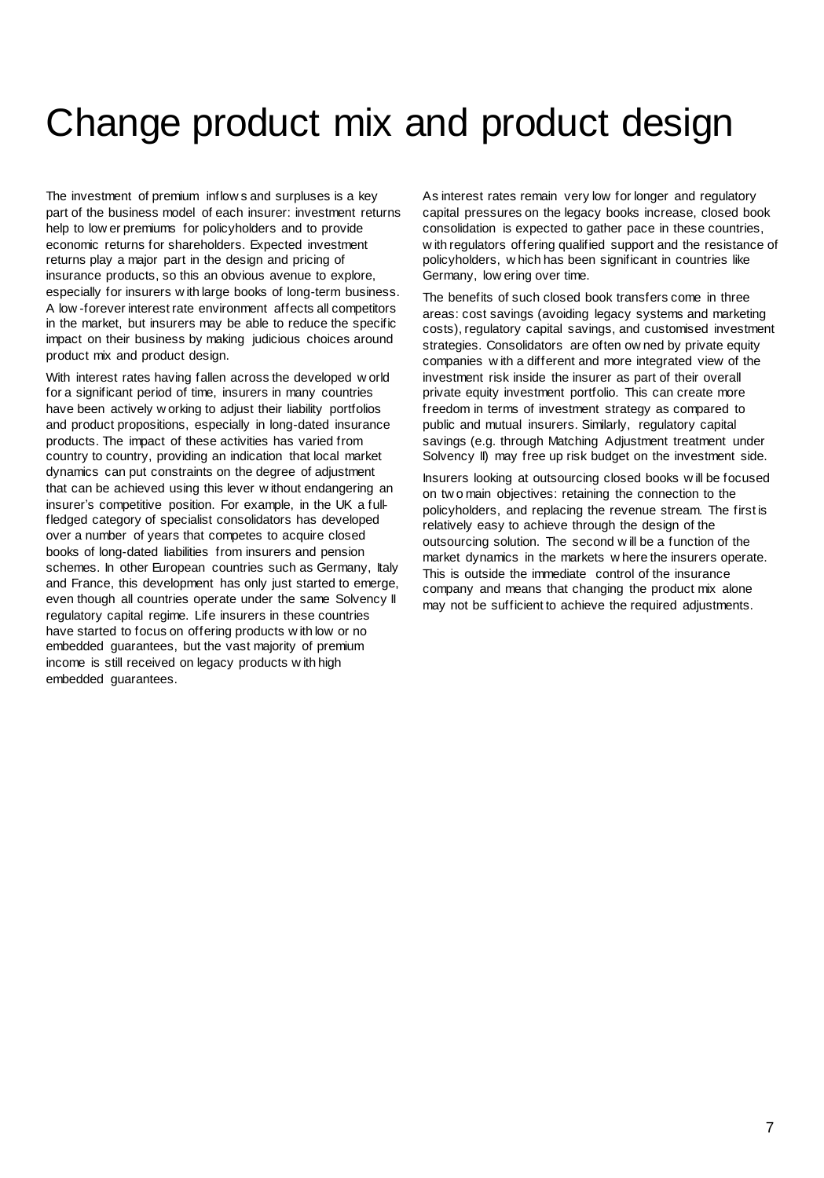# Change product mix and product design

The investment of premium inflows and surpluses is a key part of the business model of each insurer: investment returns help to lower premiums for policyholders and to provide economic returns for shareholders. Expected investment returns play a major part in the design and pricing of insurance products, so this an obvious avenue to explore, especially for insurers with large books of long-term business. A low-forever interest rate environment affects all competitors in the market, but insurers may be able to reduce the specific impact on their business by making judicious choices around product mix and product design.

With interest rates having fallen across the developed world for a significant period of time, insurers in many countries have been actively working to adjust their liability portfolios and product propositions, especially in long-dated insurance products. The impact of these activities has varied from country to country, providing an indication that local market dynamics can put constraints on the degree of adjustment that can be achieved using this lever without endangering an insurer's competitive position. For example, in the UK a full-fledged category of specialist consolidators has developed over a number of years that competes to acquire closed books of long-dated liabilities from insurers and pension schemes. In other European countries such as Germany, Italy and France, this development has only just started to emerge, even though all countries operate under the same Solvency II regulatory capital regime. Life insurers in these countries have started to focus on offering products with low or no embedded guarantees, but the vast majority of premium income is still received on legacy products with high embedded guarantees.

As interest rates remain very low for longer and regulatory capital pressures on the legacy books increase, closed book consolidation is expected to gather pace in these countries, with regulators offering qualified support and the resistance of policyholders, which has been significant in countries like Germany, lowering over time.

The benefits of such closed book transfers come in three areas: cost savings (avoiding legacy systems and marketing costs), regulatory capital savings, and customised investment strategies. Consolidators are often owned by private equity companies with a different and more integrated view of the investment risk inside the insurer as part of their overall private equity investment portfolio. This can create more freedom in terms of investment strategy as compared to public and mutual insurers. Similarly, regulatory capital savings (e.g. through Matching Adjustment treatment under Solvency II) may free up risk budget on the investment side.

Insurers looking at outsourcing closed books will be focused on two main objectives: retaining the connection to the policyholders, and replacing the revenue stream. The first is relatively easy to achieve through the design of the outsourcing solution. The second will be a function of the market dynamics in the markets where the insurers operate. This is outside the immediate control of the insurance company and means that changing the product mix alone may not be sufficient to achieve the required adjustments.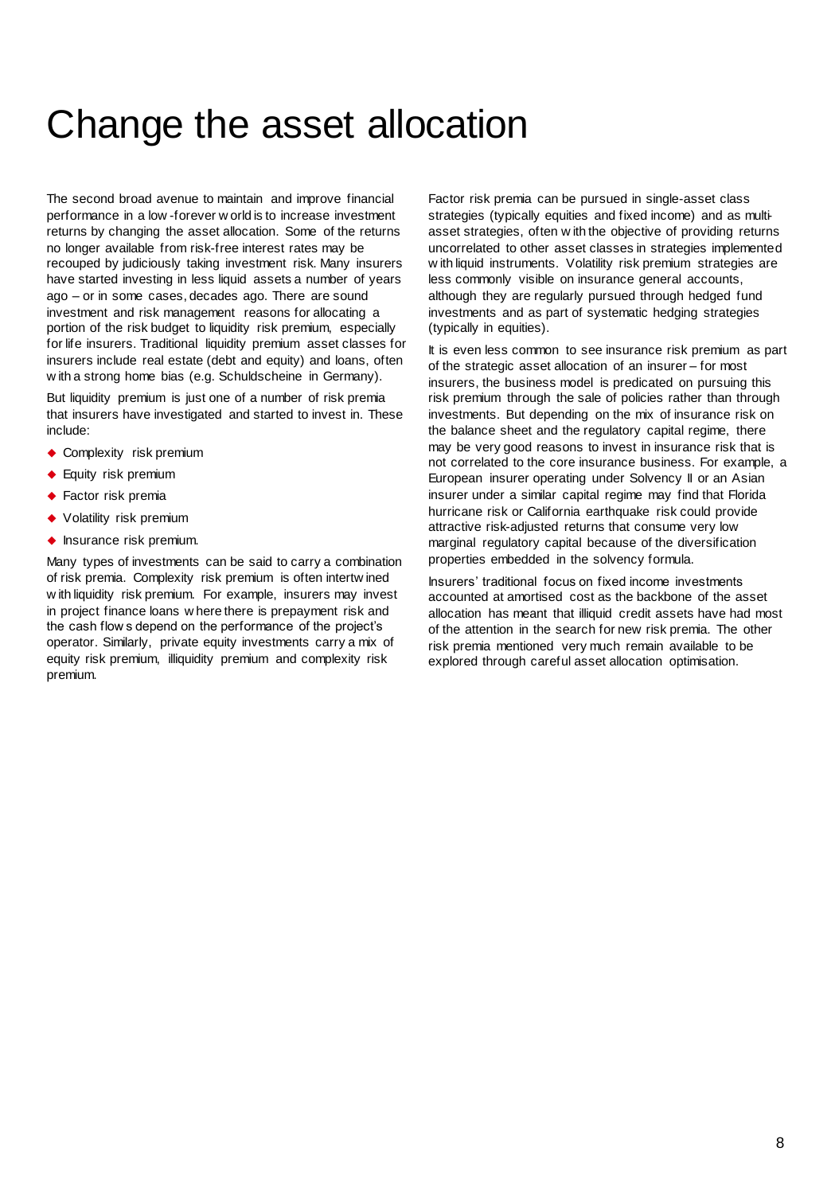# Change the asset allocation

The second broad avenue to maintain and improve financial performance in a low-forever world is to increase investment returns by changing the asset allocation. Some of the returns no longer available from risk-free interest rates may be recouped by judiciously taking investment risk. Many insurers have started investing in less liquid assets a number of years ago – or in some cases, decades ago. There are sound investment and risk management reasons for allocating a portion of the risk budget to liquidity risk premium, especially for life insurers. Traditional liquidity premium asset classes for insurers include real estate (debt and equity) and loans, often with a strong home bias (e.g. Schuldscheine in Germany).

But liquidity premium is just one of a number of risk premia that insurers have investigated and started to invest in. These include:

- Complexity risk premium
- Equity risk premium
- Factor risk premia
- Volatility risk premium
- Insurance risk premium.

Many types of investments can be said to carry a combination of risk premia. Complexity risk premium is often intertwined with liquidity risk premium. For example, insurers may invest in project finance loans where there is prepayment risk and the cash flows depend on the performance of the project's operator. Similarly, private equity investments carry a mix of equity risk premium, illiquidity premium and complexity risk premium.

Factor risk premia can be pursued in single-asset class strategies (typically equities and fixed income) and as multi-asset strategies, often with the objective of providing returns uncorrelated to other asset classes in strategies implemented with liquid instruments. Volatility risk premium strategies are less commonly visible on insurance general accounts, although they are regularly pursued through hedged fund investments and as part of systematic hedging strategies (typically in equities).

It is even less common to see insurance risk premium as part of the strategic asset allocation of an insurer – for most insurers, the business model is predicated on pursuing this risk premium through the sale of policies rather than through investments. But depending on the mix of insurance risk on the balance sheet and the regulatory capital regime, there may be very good reasons to invest in insurance risk that is not correlated to the core insurance business. For example, a European insurer operating under Solvency II or an Asian insurer under a similar capital regime may find that Florida hurricane risk or California earthquake risk could provide attractive risk-adjusted returns that consume very low marginal regulatory capital because of the diversification properties embedded in the solvency formula.

Insurers' traditional focus on fixed income investments accounted at amortised cost as the backbone of the asset allocation has meant that illiquid credit assets have had most of the attention in the search for new risk premia. The other risk premia mentioned very much remain available to be explored through careful asset allocation optimisation.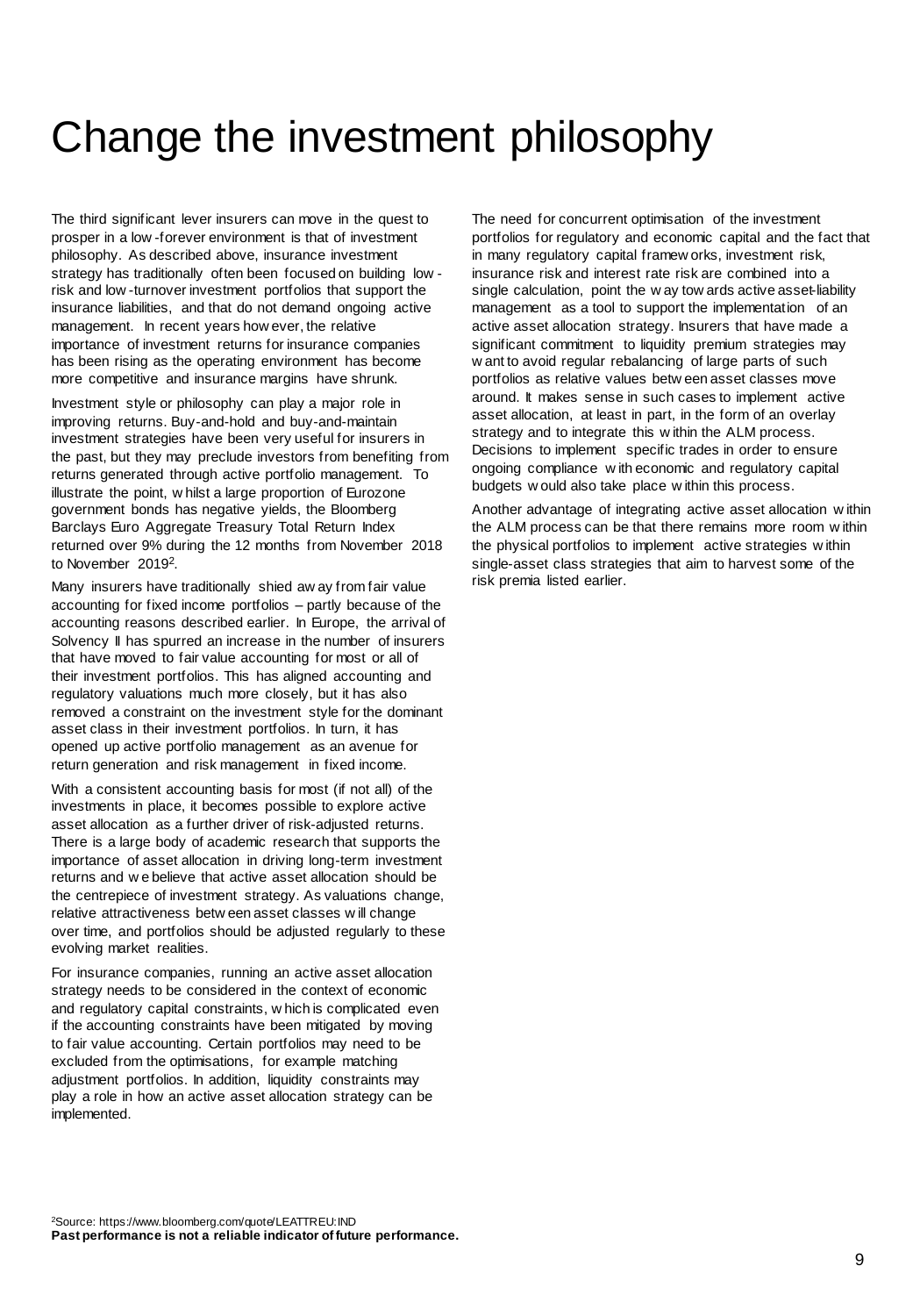# Change the investment philosophy

The third significant lever insurers can move in the quest to prosper in a low-forever environment is that of investment philosophy. As described above, insurance investment strategy has traditionally often been focused on building low-risk and low-turnover investment portfolios that support the insurance liabilities, and that do not demand ongoing active management. In recent years however, the relative importance of investment returns for insurance companies has been rising as the operating environment has become more competitive and insurance margins have shrunk.

Investment style or philosophy can play a major role in improving returns. Buy-and-hold and buy-and-maintain investment strategies have been very useful for insurers in the past, but they may preclude investors from benefiting from returns generated through active portfolio management. To illustrate the point, whilst a large proportion of Eurozone government bonds has negative yields, the Bloomberg Barclays Euro Aggregate Treasury Total Return Index returned over 9% during the 12 months from November 2018 to November 2019[2].

Many insurers have traditionally shied away from fair value accounting for fixed income portfolios – partly because of the accounting reasons described earlier. In Europe, the arrival of Solvency II has spurred an increase in the number of insurers that have moved to fair value accounting for most or all of their investment portfolios. This has aligned accounting and regulatory valuations much more closely, but it has also removed a constraint on the investment style for the dominant asset class in their investment portfolios. In turn, it has opened up active portfolio management as an avenue for return generation and risk management in fixed income.

With a consistent accounting basis for most (if not all) of the investments in place, it becomes possible to explore active asset allocation as a further driver of risk-adjusted returns. There is a large body of academic research that supports the importance of asset allocation in driving long-term investment returns and we believe that active asset allocation should be the centrepiece of investment strategy. As valuations change, relative attractiveness between asset classes will change over time, and portfolios should be adjusted regularly to these evolving market realities.

For insurance companies, running an active asset allocation strategy needs to be considered in the context of economic and regulatory capital constraints, which is complicated even if the accounting constraints have been mitigated by moving to fair value accounting. Certain portfolios may need to be excluded from the optimisations, for example matching adjustment portfolios. In addition, liquidity constraints may play a role in how an active asset allocation strategy can be implemented.

The need for concurrent optimisation of the investment portfolios for regulatory and economic capital and the fact that in many regulatory capital frameworks, investment risk, insurance risk and interest rate risk are combined into a single calculation, point the way towards active asset-liability management as a tool to support the implementation of an active asset allocation strategy. Insurers that have made a significant commitment to liquidity premium strategies may want to avoid regular rebalancing of large parts of such portfolios as relative values between asset classes move around. It makes sense in such cases to implement active asset allocation, at least in part, in the form of an overlay strategy and to integrate this within the ALM process. Decisions to implement specific trades in order to ensure ongoing compliance with economic and regulatory capital budgets would also take place within this process.

Another advantage of integrating active asset allocation within the ALM process can be that there remains more room within the physical portfolios to implement active strategies within single-asset class strategies that aim to harvest some of the risk premia listed earlier.

[2]Source: https://www.bloomberg.com/quote/LEATTREU:IND

**Past performance is not a reliable indicator of future performance.**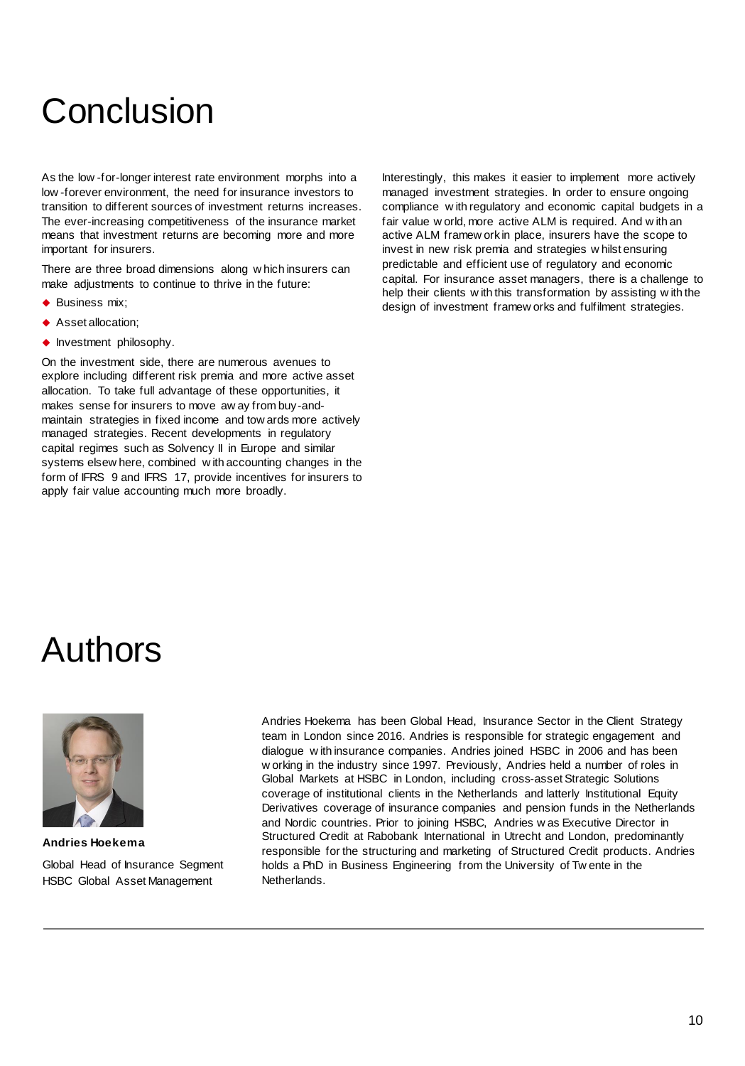# Conclusion

As the low-for-longer interest rate environment morphs into a low-forever environment, the need for insurance investors to transition to different sources of investment returns increases. The ever-increasing competitiveness of the insurance market means that investment returns are becoming more and more important for insurers.

There are three broad dimensions along which insurers can make adjustments to continue to thrive in the future:

- Business mix;
- Asset allocation;
- Investment philosophy.

On the investment side, there are numerous avenues to explore including different risk premia and more active asset allocation. To take full advantage of these opportunities, it makes sense for insurers to move away from buy-and-maintain strategies in fixed income and towards more actively managed strategies. Recent developments in regulatory capital regimes such as Solvency II in Europe and similar systems elsewhere, combined with accounting changes in the form of IFRS 9 and IFRS 17, provide incentives for insurers to apply fair value accounting much more broadly.

Interestingly, this makes it easier to implement more actively managed investment strategies. In order to ensure ongoing compliance with regulatory and economic capital budgets in a fair value world, more active ALM is required. And with an active ALM framework in place, insurers have the scope to invest in new risk premia and strategies whilst ensuring predictable and efficient use of regulatory and economic capital. For insurance asset managers, there is a challenge to help their clients with this transformation by assisting with the design of investment frameworks and fulfilment strategies.

# Authors

**Andries Hoekema**

Global Head of Insurance Segment
HSBC Global Asset Management

Andries Hoekema has been Global Head, Insurance Sector in the Client Strategy team in London since 2016. Andries is responsible for strategic engagement and dialogue with insurance companies. Andries joined HSBC in 2006 and has been working in the industry since 1997. Previously, Andries held a number of roles in Global Markets at HSBC in London, including cross-asset Strategic Solutions coverage of institutional clients in the Netherlands and latterly Institutional Equity Derivatives coverage of insurance companies and pension funds in the Netherlands and Nordic countries. Prior to joining HSBC, Andries was Executive Director in Structured Credit at Rabobank International in Utrecht and London, predominantly responsible for the structuring and marketing of Structured Credit products. Andries holds a PhD in Business Engineering from the University of Twente in the Netherlands.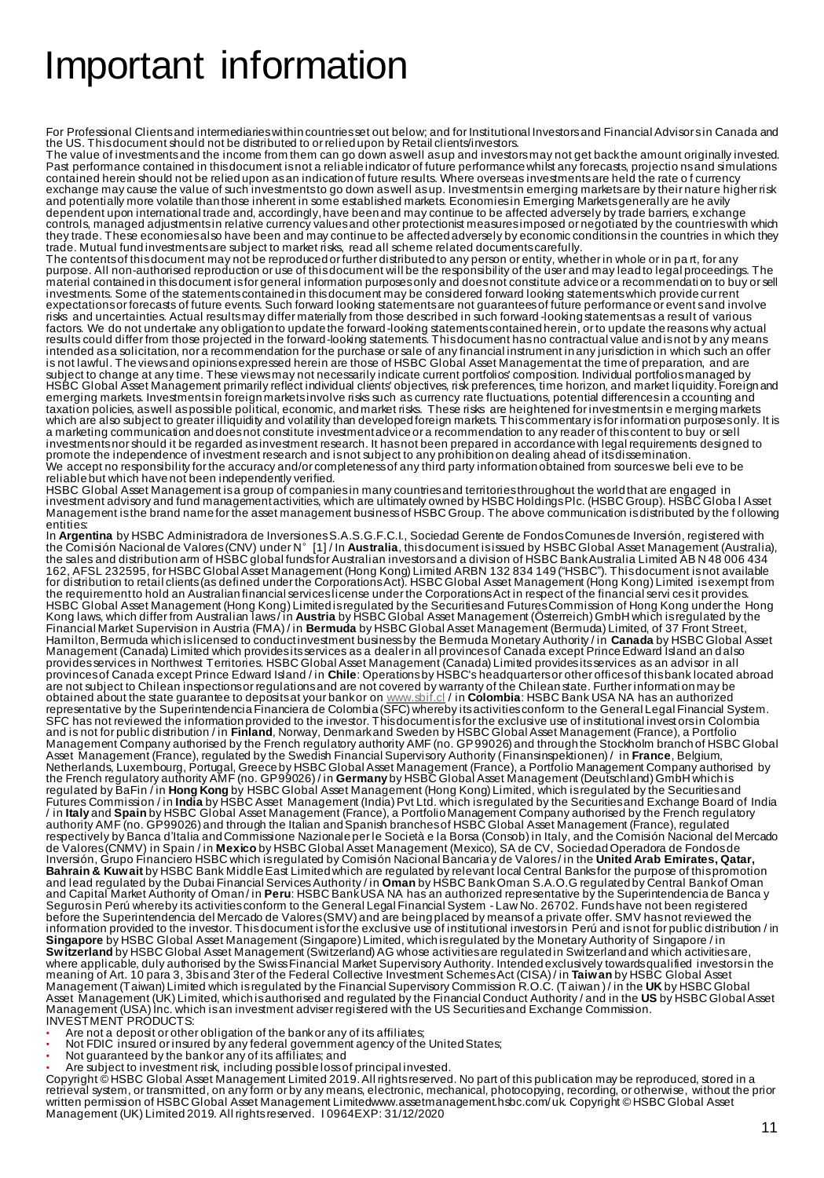# Important information

For Professional Clients and intermediaries within countries set out below; and for Institutional Investors and Financial Advisors in Canada and the US. This document should not be distributed to or relied upon by Retail clients/investors.

The value of investments and the income from them can go down as well as up and investors may not get back the amount originally invested. Past performance contained in this document is not a reliable indicator of future performance whilst any forecasts, projections and simulations contained herein should not be relied upon as an indication of future results. Where overseas investments are held the rate of currency exchange may cause the value of such investments to go down as well as up. Investments in emerging markets are by their nature higher risk and potentially more volatile than those inherent in some established markets. Economies in Emerging Markets generally are heavily dependent upon international trade and, accordingly, have been and may continue to be affected adversely by trade barriers, exchange controls, managed adjustments in relative currency values and other protectionist measures imposed or negotiated by the countries with which they trade. These economies also have been and may continue to be affected adversely by economic conditions in the countries in which they trade. Mutual fund investments are subject to market risks, read all scheme related documents carefully.

The contents of this document may not be reproduced or further distributed to any person or entity, whether in whole or in part, for any purpose. All non-authorised reproduction or use of this document will be the responsibility of the user and may lead to legal proceedings. The material contained in this document is for general information purposes only and does not constitute advice or a recommendation to buy or sell investments. Some of the statements contained in this document may be considered forward looking statements which provide current expectations or forecasts of future events. Such forward looking statements are not guarantees of future performance or events and involve risks and uncertainties. Actual results may differ materially from those described in such forward-looking statements as a result of various factors. We do not undertake any obligation to update the forward-looking statements contained herein, or to update the reasons why actual results could differ from those projected in the forward-looking statements. This document has no contractual value and is not by any means intended as a solicitation, nor a recommendation for the purchase or sale of any financial instrument in any jurisdiction in which such an offer is not lawful. The views and opinions expressed herein are those of HSBC Global Asset Management at the time of preparation, and are subject to change at any time. These views may not necessarily indicate current portfolios' composition. Individual portfolios managed by HSBC Global Asset Management primarily reflect individual clients' objectives, risk preferences, time horizon, and market liquidity. Foreign and emerging markets. Investments in foreign markets involve risks such as currency rate fluctuations, potential differences in accounting and taxation policies, as well as possible political, economic, and market risks. These risks are heightened for investments in emerging markets which are also subject to greater illiquidity and volatility than developed foreign markets. This commentary is for information purposes only. It is a marketing communication and does not constitute investment advice or a recommendation to any reader of this content to buy or sell investments nor should it be regarded as investment research. It has not been prepared in accordance with legal requirements designed to promote the independence of investment research and is not subject to any prohibition on dealing ahead of its dissemination.

We accept no responsibility for the accuracy and/or completeness of any third party information obtained from sources we believe to be reliable but which have not been independently verified.

HSBC Global Asset Management is a group of companies in many countries and territories throughout the world that are engaged in investment advisory and fund management activities, which are ultimately owned by HSBC Holdings Plc. (HSBC Group). HSBC Global Asset Management is the brand name for the asset management business of HSBC Group. The above communication is distributed by the following entities:

In **Argentina** by HSBC Administradora de Inversiones S.A.S.G.F.C.I., Sociedad Gerente de Fondos Comunes de Inversión, registered with the Comisión Nacional de Valores (CNV) under N° [1] / In **Australia**, this document is issued by HSBC Global Asset Management (Australia), the sales and distribution arm of HSBC global funds for Australian investors and a division of HSBC Bank Australia Limited ABN 48 006 434 162, AFSL 232595, for HSBC Global Asset Management (Hong Kong) Limited ARBN 132 834 149 ("HSBC"). This document is not available for distribution to retail clients (as defined under the Corporations Act). HSBC Global Asset Management (Hong Kong) Limited is exempt from the requirement to hold an Australian financial services license under the Corporations Act in respect of the financial services it provides. HSBC Global Asset Management (Hong Kong) Limited is regulated by the Securities and Futures Commission of Hong Kong under the Hong Kong laws, which differ from Australian laws / in **Austria** by HSBC Global Asset Management (Österreich) GmbH which is regulated by the Financial Market Supervision in Austria (FMA) / in **Bermuda** by HSBC Global Asset Management (Bermuda) Limited, of 37 Front Street, Hamilton, Bermuda which is licensed to conduct investment business by the Bermuda Monetary Authority / in **Canada** by HSBC Global Asset Management (Canada) Limited which provides its services as a dealer in all provinces of Canada except Prince Edward Island and also provides services in Northwest Territories. HSBC Global Asset Management (Canada) Limited provides its services as an advisor in all provinces of Canada except Prince Edward Island / in **Chile**: Operations by HSBC's headquarters or other offices of this bank located abroad are not subject to Chilean inspections or regulations and are not covered by warranty of the Chilean state. Further information may be obtained about the state guarantee to deposits at your bank or on www.sbif.cl / in **Colombia**: HSBC Bank USA NA has an authorized representative by the Superintendencia Financiera de Colombia (SFC) whereby its activities conform to the General Legal Financial System. SFC has not reviewed the information provided to the investor. This document is for the exclusive use of institutional investors in Colombia and is not for public distribution / in **Finland**, Norway, Denmark and Sweden by HSBC Global Asset Management (France), a Portfolio Management Company authorised by the French regulatory authority AMF (no. GP99026) and through the Stockholm branch of HSBC Global Asset Management (France), regulated by the Swedish Financial Supervisory Authority (Finansinspektionen) / in **France**, Belgium, Netherlands, Luxembourg, Portugal, Greece by HSBC Global Asset Management (France), a Portfolio Management Company authorised by the French regulatory authority AMF (no. GP99026) / in **Germany** by HSBC Global Asset Management (Deutschland) GmbH which is regulated by BaFin / in **Hong Kong** by HSBC Global Asset Management (Hong Kong) Limited, which is regulated by the Securities and Futures Commission / in **India** by HSBC Asset Management (India) Pvt Ltd. which is regulated by the Securities and Exchange Board of India / in **Italy** and **Spain** by HSBC Global Asset Management (France), a Portfolio Management Company authorised by the French regulatory authority AMF (no. GP99026) and through the Italian and Spanish branches of HSBC Global Asset Management (France), regulated respectively by Banca d'Italia and Commissione Nazionale per le Società e la Borsa (Consob) in Italy, and the Comisión Nacional del Mercado de Valores (CNMV) in Spain / in **Mexico** by HSBC Global Asset Management (Mexico), SA de CV, Sociedad Operadora de Fondos de Inversión, Grupo Financiero HSBC which is regulated by Comisión Nacional Bancaria y de Valores / in the **United Arab Emirates, Qatar, Bahrain & Kuwait** by HSBC Bank Middle East Limited which are regulated by relevant local Central Banks for the purpose of this promotion and lead regulated by the Dubai Financial Services Authority / in **Oman** by HSBC Bank Oman S.A.O.G regulated by Central Bank of Oman and Capital Market Authority of Oman / in **Peru**: HSBC Bank USA NA has an authorized representative by the Superintendencia de Banca y Seguros in Perú whereby its activities conform to the General Legal Financial System - Law No. 26702. Funds have not been registered before the Superintendencia del Mercado de Valores (SMV) and are being placed by means of a private offer. SMV has not reviewed the information provided to the investor. This document is for the exclusive use of institutional investors in Perú and is not for public distribution / in **Singapore** by HSBC Global Asset Management (Singapore) Limited, which is regulated by the Monetary Authority of Singapore / in **Switzerland** by HSBC Global Asset Management (Switzerland) AG whose activities are regulated in Switzerland and which activities are, where applicable, duly authorised by the Swiss Financial Market Supervisory Authority. Intended exclusively towards qualified investors in the meaning of Art. 10 para 3, 3bis and 3ter of the Federal Collective Investment Schemes Act (CISA) / in **Taiwan** by HSBC Global Asset Management (Taiwan) Limited which is regulated by the Financial Supervisory Commission R.O.C. (Taiwan) / in the **UK** by HSBC Global Asset Management (UK) Limited, which is authorised and regulated by the Financial Conduct Authority / and in the **US** by HSBC Global Asset Management (USA) Inc. which is an investment adviser registered with the US Securities and Exchange Commission.

INVESTMENT PRODUCTS:

- Are not a deposit or other obligation of the bank or any of its affiliates;
- Not FDIC insured or insured by any federal government agency of the United States;
- Not guaranteed by the bank or any of its affiliates; and
- Are subject to investment risk, including possible loss of principal invested.

Copyright © HSBC Global Asset Management Limited 2019. All rights reserved. No part of this publication may be reproduced, stored in a retrieval system, or transmitted, on any form or by any means, electronic, mechanical, photocopying, recording, or otherwise, without the prior written permission of HSBC Global Asset Management Limitedwww.assetmanagement.hsbc.com/uk. Copyright © HSBC Global Asset Management (UK) Limited 2019. All rights reserved. I 0964EXP: 31/12/2020